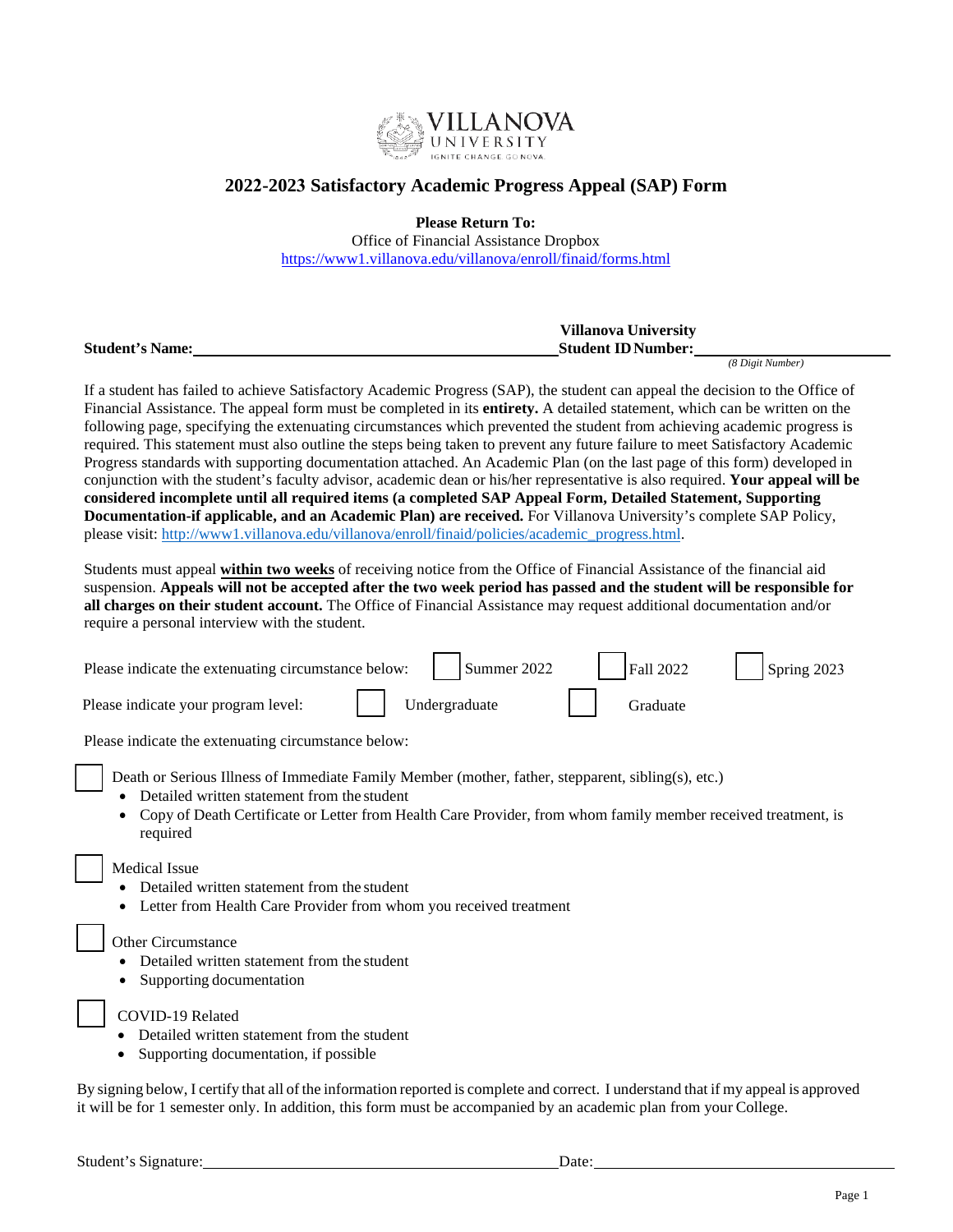VILLANOVA UNIVERSITY
IGNITE CHANGE. GO NOVA.

# 2022-2023 Satisfactory Academic Progress Appeal (SAP) Form

**Please Return To:**
Office of Financial Assistance Dropbox
https://www1.villanova.edu/villanova/enroll/finaid/forms.html

**Student's Name:**\_\_\_\_\_\_\_\_\_\_\_\_\_\_\_\_\_\_\_\_\_\_\_\_\_\_\_\_\_\_\_\_\_\_\_\_\_\_ **Villanova University Student ID Number:**\_\_\_\_\_\_\_\_\_\_\_\_\_\_\_\_\_\_\_\_
*(8 Digit Number)*

If a student has failed to achieve Satisfactory Academic Progress (SAP), the student can appeal the decision to the Office of Financial Assistance. The appeal form must be completed in its **entirety.** A detailed statement, which can be written on the following page, specifying the extenuating circumstances which prevented the student from achieving academic progress is required. This statement must also outline the steps being taken to prevent any future failure to meet Satisfactory Academic Progress standards with supporting documentation attached. An Academic Plan (on the last page of this form) developed in conjunction with the student's faculty advisor, academic dean or his/her representative is also required. **Your appeal will be considered incomplete until all required items (a completed SAP Appeal Form, Detailed Statement, Supporting Documentation-if applicable, and an Academic Plan) are received.** For Villanova University's complete SAP Policy, please visit: http://www1.villanova.edu/villanova/enroll/finaid/policies/academic_progress.html.

Students must appeal **within two weeks** of receiving notice from the Office of Financial Assistance of the financial aid suspension. **Appeals will not be accepted after the two week period has passed and the student will be responsible for all charges on their student account.** The Office of Financial Assistance may request additional documentation and/or require a personal interview with the student.

Please indicate the extenuating circumstance below: ☐ Summer 2022 ☐ Fall 2022 ☐ Spring 2023

Please indicate your program level: ☐ Undergraduate ☐ Graduate

Please indicate the extenuating circumstance below:

☐ Death or Serious Illness of Immediate Family Member (mother, father, stepparent, sibling(s), etc.)
- Detailed written statement from the student
- Copy of Death Certificate or Letter from Health Care Provider, from whom family member received treatment, is required

☐ Medical Issue
- Detailed written statement from the student
- Letter from Health Care Provider from whom you received treatment

☐ Other Circumstance
- Detailed written statement from the student
- Supporting documentation

☐ COVID-19 Related
- Detailed written statement from the student
- Supporting documentation, if possible

By signing below, I certify that all of the information reported is complete and correct. I understand that if my appeal is approved it will be for 1 semester only. In addition, this form must be accompanied by an academic plan from your College.

Student's Signature:\_\_\_\_\_\_\_\_\_\_\_\_\_\_\_\_\_\_\_\_\_\_\_\_\_\_\_\_\_\_\_\_\_\_\_\_ Date:\_\_\_\_\_\_\_\_\_\_\_\_\_\_\_\_\_\_\_\_\_\_\_\_\_\_\_\_\_\_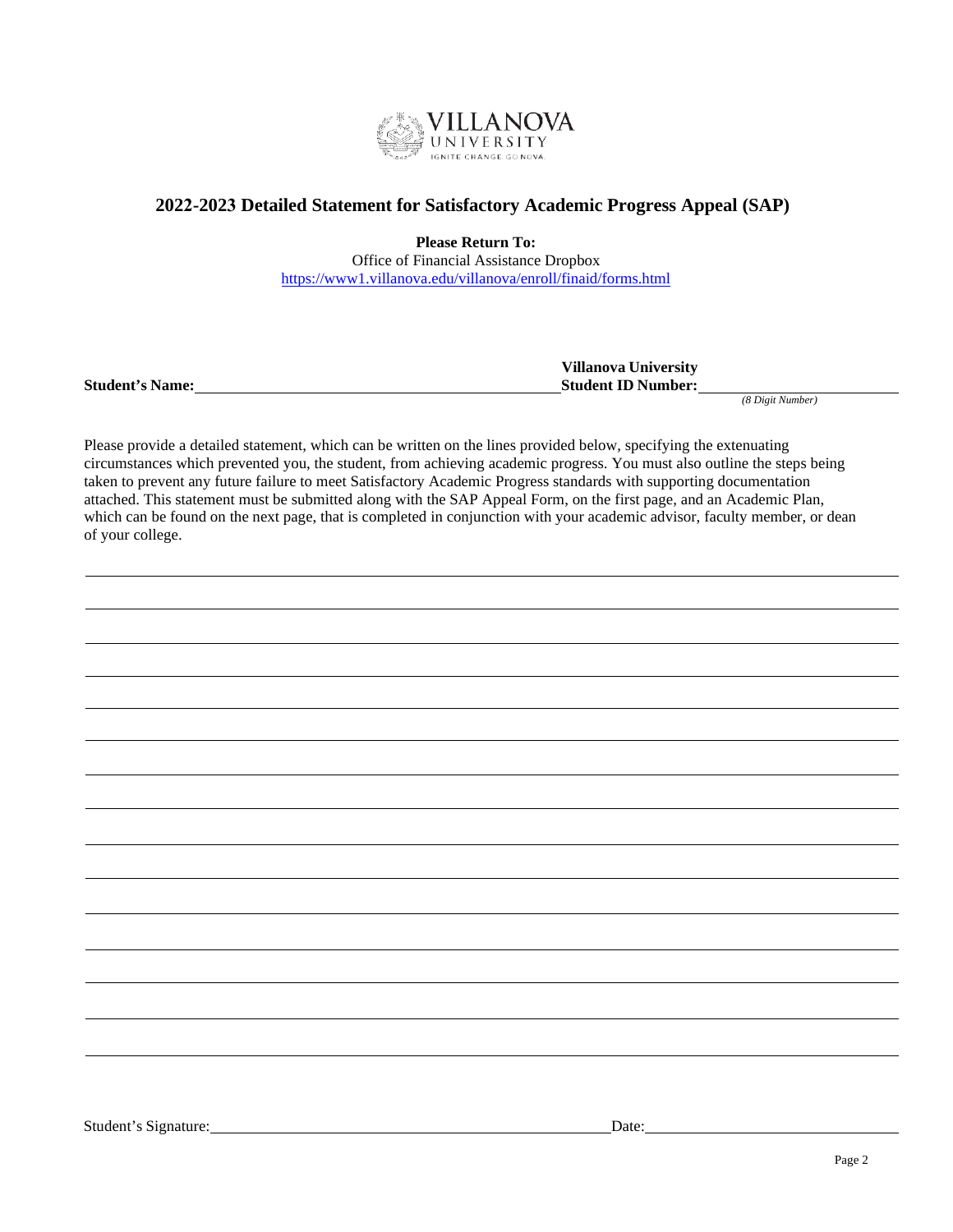# 2022-2023 Detailed Statement for Satisfactory Academic Progress Appeal (SAP)

**Please Return To:**
Office of Financial Assistance Dropbox
https://www1.villanova.edu/villanova/enroll/finaid/forms.html

**Student's Name:** ______________________________ **Villanova University Student ID Number:** ____________________
*(8 Digit Number)*

Please provide a detailed statement, which can be written on the lines provided below, specifying the extenuating circumstances which prevented you, the student, from achieving academic progress. You must also outline the steps being taken to prevent any future failure to meet Satisfactory Academic Progress standards with supporting documentation attached. This statement must be submitted along with the SAP Appeal Form, on the first page, and an Academic Plan, which can be found on the next page, that is completed in conjunction with your academic advisor, faculty member, or dean of your college.

________________________________________________________________________________

________________________________________________________________________________

________________________________________________________________________________

________________________________________________________________________________

________________________________________________________________________________

________________________________________________________________________________

________________________________________________________________________________

________________________________________________________________________________

________________________________________________________________________________

________________________________________________________________________________

________________________________________________________________________________

________________________________________________________________________________

________________________________________________________________________________

________________________________________________________________________________

________________________________________________________________________________

Student's Signature: ______________________________ Date: ____________________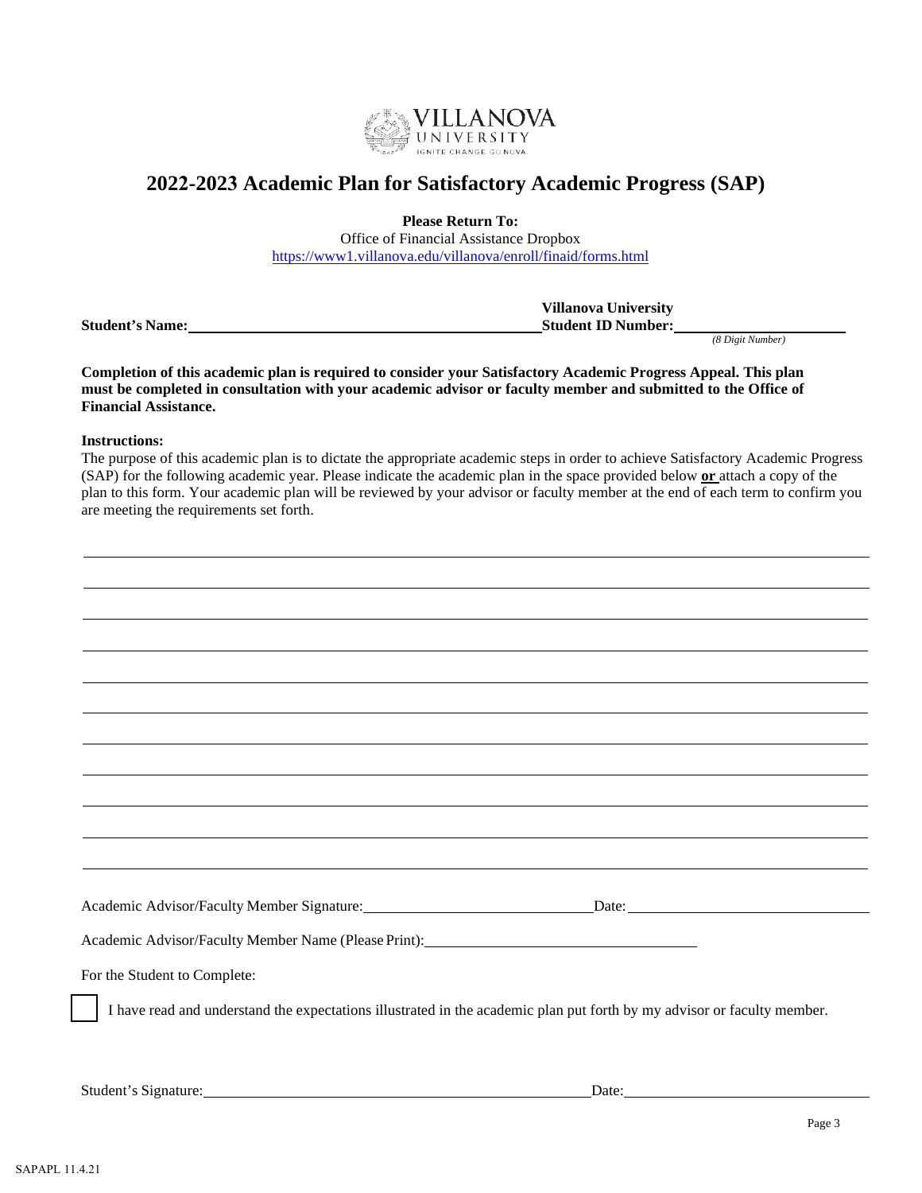# 2022-2023 Academic Plan for Satisfactory Academic Progress (SAP)

**Please Return To:**
Office of Financial Assistance Dropbox
https://www1.villanova.edu/villanova/enroll/finaid/forms.html

**Student's Name:** ______________________________ **Villanova University Student ID Number:** ____________________
*(8 Digit Number)*

**Completion of this academic plan is required to consider your Satisfactory Academic Progress Appeal. This plan must be completed in consultation with your academic advisor or faculty member and submitted to the Office of Financial Assistance.**

**Instructions:**
The purpose of this academic plan is to dictate the appropriate academic steps in order to achieve Satisfactory Academic Progress (SAP) for the following academic year. Please indicate the academic plan in the space provided below **or** attach a copy of the plan to this form. Your academic plan will be reviewed by your advisor or faculty member at the end of each term to confirm you are meeting the requirements set forth.

_______________________________________________________________________________

_______________________________________________________________________________

_______________________________________________________________________________

_______________________________________________________________________________

_______________________________________________________________________________

_______________________________________________________________________________

_______________________________________________________________________________

_______________________________________________________________________________

_______________________________________________________________________________

_______________________________________________________________________________

_______________________________________________________________________________

Academic Advisor/Faculty Member Signature: ______________________ Date: ______________________

Academic Advisor/Faculty Member Name (Please Print): ______________________

For the Student to Complete:

☐ I have read and understand the expectations illustrated in the academic plan put forth by my advisor or faculty member.

Student's Signature: ______________________ Date: ______________________

SAPAPL 11.4.21